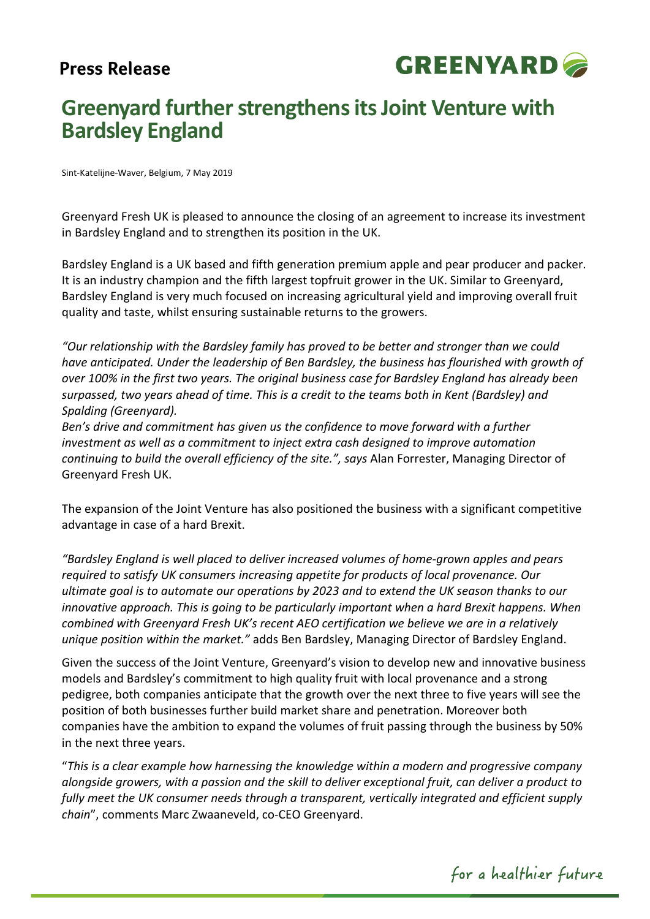**Press Release**

GREENYARD

# Greenyard further strengthens its Joint Venture with Bardsley England

Sint-Katelijne-Waver, Belgium, 7 May 2019

Greenyard Fresh UK is pleased to announce the closing of an agreement to increase its investment in Bardsley England and to strengthen its position in the UK.

Bardsley England is a UK based and fifth generation premium apple and pear producer and packer. It is an industry champion and the fifth largest topfruit grower in the UK. Similar to Greenyard, Bardsley England is very much focused on increasing agricultural yield and improving overall fruit quality and taste, whilst ensuring sustainable returns to the growers.

*"Our relationship with the Bardsley family has proved to be better and stronger than we could have anticipated. Under the leadership of Ben Bardsley, the business has flourished with growth of over 100% in the first two years. The original business case for Bardsley England has already been surpassed, two years ahead of time. This is a credit to the teams both in Kent (Bardsley) and Spalding (Greenyard).*
*Ben's drive and commitment has given us the confidence to move forward with a further investment as well as a commitment to inject extra cash designed to improve automation continuing to build the overall efficiency of the site.", says* Alan Forrester, Managing Director of Greenyard Fresh UK.

The expansion of the Joint Venture has also positioned the business with a significant competitive advantage in case of a hard Brexit.

*"Bardsley England is well placed to deliver increased volumes of home-grown apples and pears required to satisfy UK consumers increasing appetite for products of local provenance. Our ultimate goal is to automate our operations by 2023 and to extend the UK season thanks to our innovative approach. This is going to be particularly important when a hard Brexit happens. When combined with Greenyard Fresh UK's recent AEO certification we believe we are in a relatively unique position within the market."* adds Ben Bardsley, Managing Director of Bardsley England.

Given the success of the Joint Venture, Greenyard's vision to develop new and innovative business models and Bardsley's commitment to high quality fruit with local provenance and a strong pedigree, both companies anticipate that the growth over the next three to five years will see the position of both businesses further build market share and penetration. Moreover both companies have the ambition to expand the volumes of fruit passing through the business by 50% in the next three years.

"*This is a clear example how harnessing the knowledge within a modern and progressive company alongside growers, with a passion and the skill to deliver exceptional fruit, can deliver a product to fully meet the UK consumer needs through a transparent, vertically integrated and efficient supply chain*", comments Marc Zwaaneveld, co-CEO Greenyard.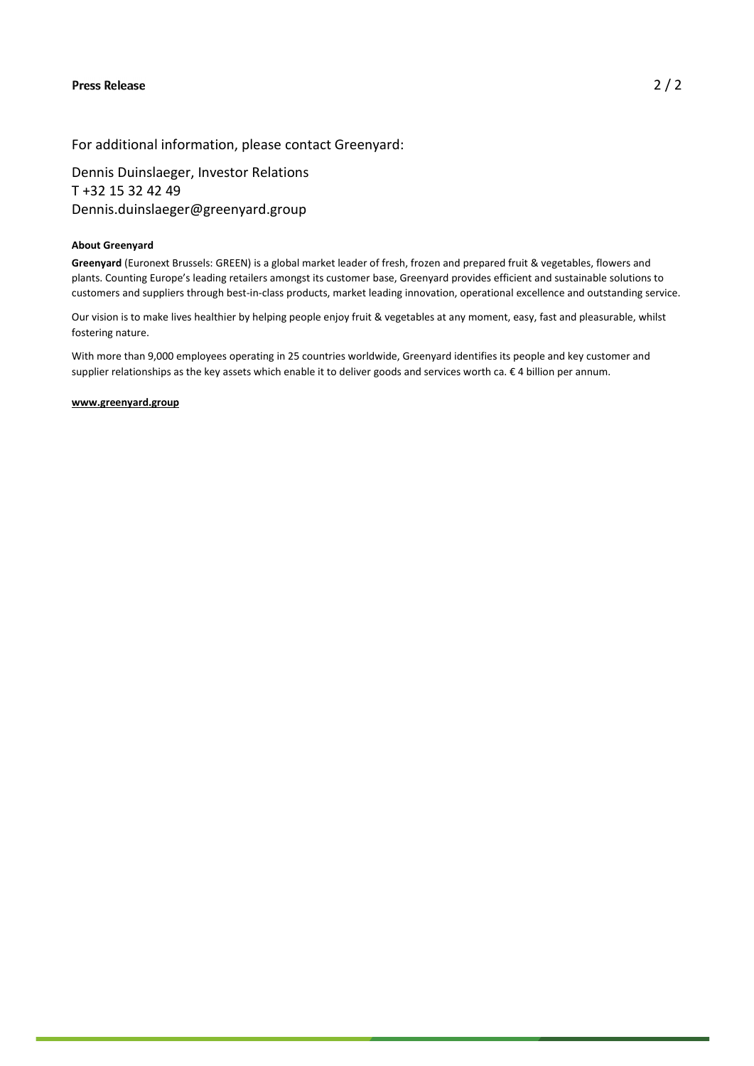For additional information, please contact Greenyard:

Dennis Duinslaeger, Investor Relations
T +32 15 32 42 49
Dennis.duinslaeger@greenyard.group

**About Greenyard**

**Greenyard** (Euronext Brussels: GREEN) is a global market leader of fresh, frozen and prepared fruit & vegetables, flowers and plants. Counting Europe's leading retailers amongst its customer base, Greenyard provides efficient and sustainable solutions to customers and suppliers through best-in-class products, market leading innovation, operational excellence and outstanding service.

Our vision is to make lives healthier by helping people enjoy fruit & vegetables at any moment, easy, fast and pleasurable, whilst fostering nature.

With more than 9,000 employees operating in 25 countries worldwide, Greenyard identifies its people and key customer and supplier relationships as the key assets which enable it to deliver goods and services worth ca. € 4 billion per annum.

**www.greenyard.group**